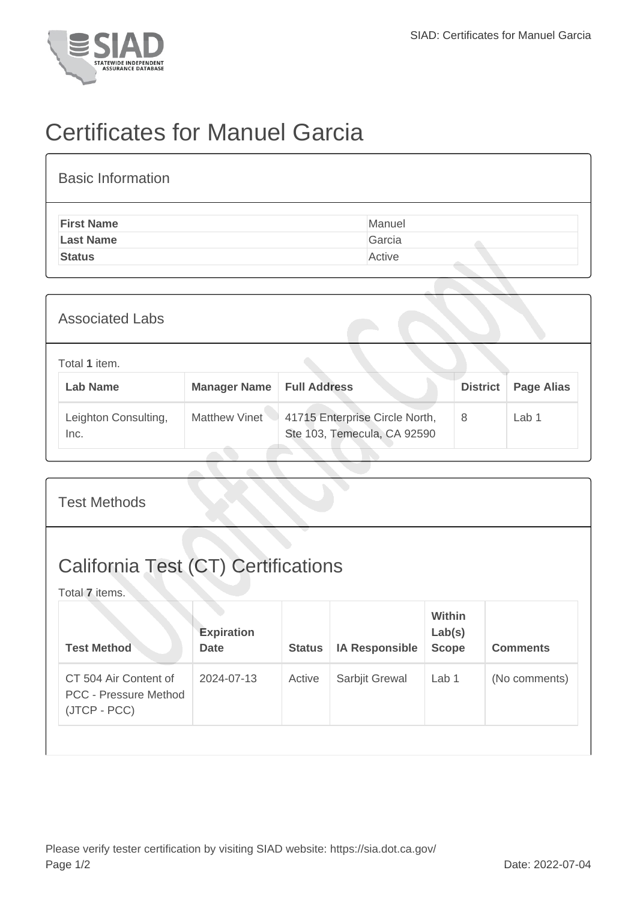# Certificates for Manuel Garcia

## Basic Information

| First Name | Manuel |
| --- | --- |
| Last Name | Garcia |
| Status | Active |

## Associated Labs

Total **1** item.

| Lab Name | Manager Name | Full Address | District | Page Alias |
| --- | --- | --- | --- | --- |
| Leighton Consulting, Inc. | Matthew Vinet | 41715 Enterprise Circle North, Ste 103, Temecula, CA 92590 | 8 | Lab 1 |

## Test Methods

## California Test (CT) Certifications

Total **7** items.

| Test Method | Expiration Date | Status | IA Responsible | Within Lab(s) Scope | Comments |
| --- | --- | --- | --- | --- | --- |
| CT 504 Air Content of PCC - Pressure Method (JTCP - PCC) | 2024-07-13 | Active | Sarbjit Grewal | Lab 1 | (No comments) |

Please verify tester certification by visiting SIAD website: https://sia.dot.ca.gov/

Date: 2022-07-04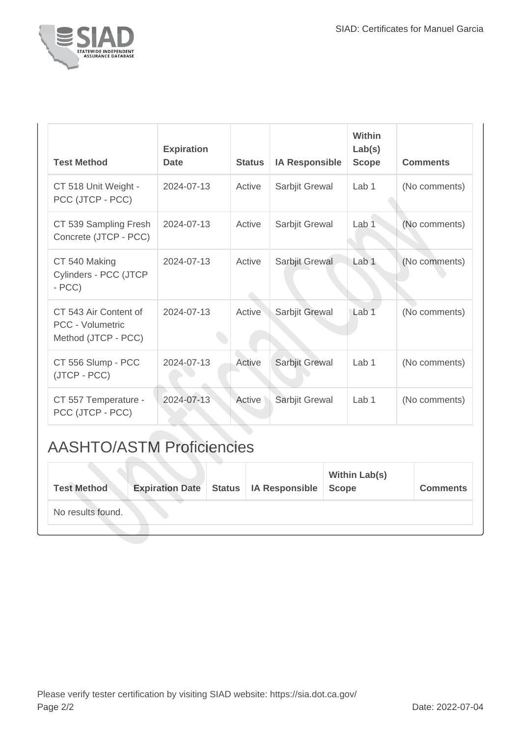| Test Method | Expiration Date | Status | IA Responsible | Within Lab(s) Scope | Comments |
|---|---|---|---|---|---|
| CT 518 Unit Weight - PCC (JTCP - PCC) | 2024-07-13 | Active | Sarbjit Grewal | Lab 1 | (No comments) |
| CT 539 Sampling Fresh Concrete (JTCP - PCC) | 2024-07-13 | Active | Sarbjit Grewal | Lab 1 | (No comments) |
| CT 540 Making Cylinders - PCC (JTCP - PCC) | 2024-07-13 | Active | Sarbjit Grewal | Lab 1 | (No comments) |
| CT 543 Air Content of PCC - Volumetric Method (JTCP - PCC) | 2024-07-13 | Active | Sarbjit Grewal | Lab 1 | (No comments) |
| CT 556 Slump - PCC (JTCP - PCC) | 2024-07-13 | Active | Sarbjit Grewal | Lab 1 | (No comments) |
| CT 557 Temperature - PCC (JTCP - PCC) | 2024-07-13 | Active | Sarbjit Grewal | Lab 1 | (No comments) |

## AASHTO/ASTM Proficiencies

| Test Method | Expiration Date | Status | IA Responsible | Within Lab(s) Scope | Comments |
|---|---|---|---|---|---|
| No results found. | | | | | |

Please verify tester certification by visiting SIAD website: https://sia.dot.ca.gov/

Date: 2022-07-04